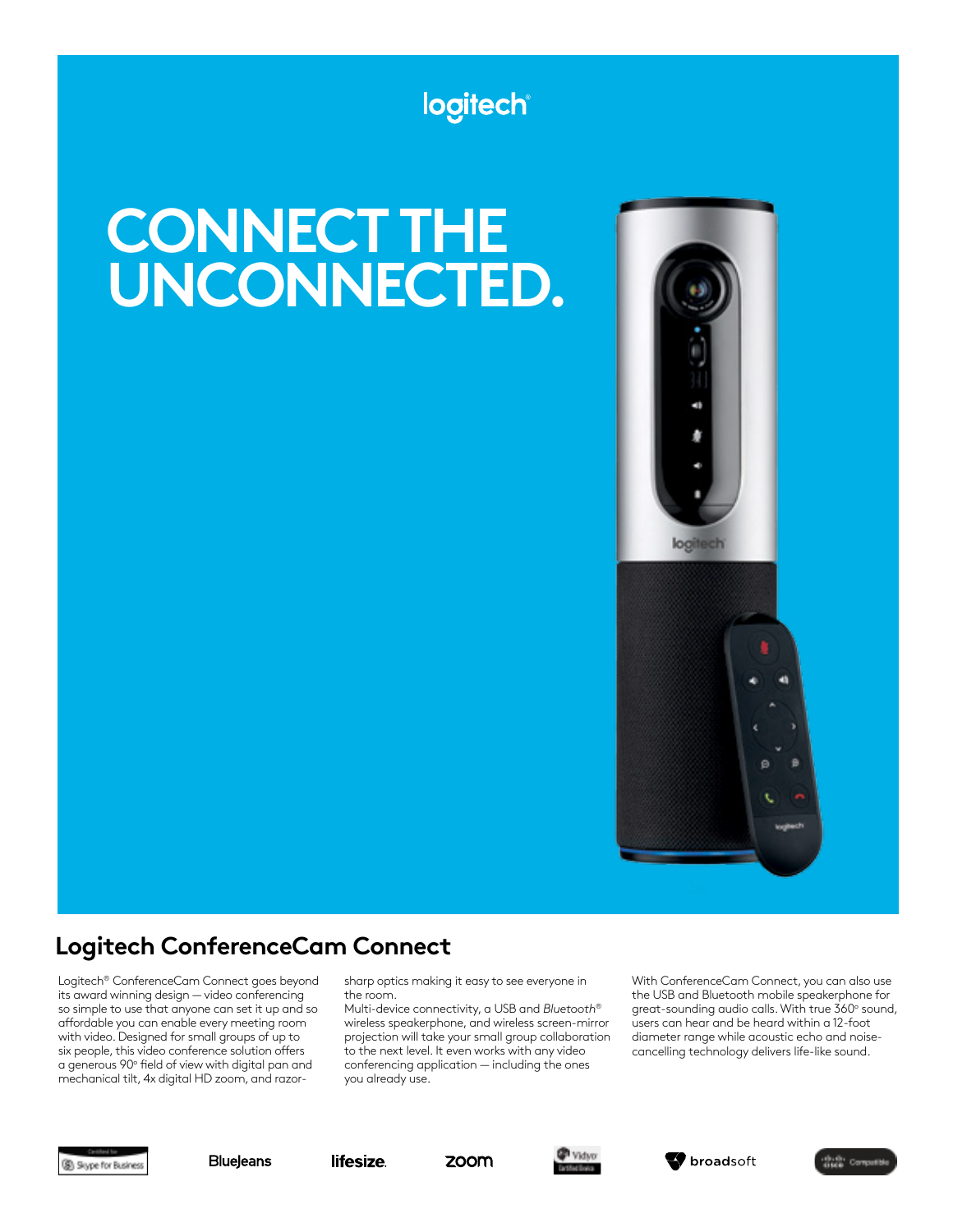logitech

# CONNECT THE UNCONNECTED.

## Logitech ConferenceCam Connect

Logitech® ConferenceCam Connect goes beyond its award winning design — video conferencing so simple to use that anyone can set it up and so affordable you can enable every meeting room with video. Designed for small groups of up to six people, this video conference solution offers a generous 90° field of view with digital pan and mechanical tilt, 4x digital HD zoom, and razor-sharp optics making it easy to see everyone in the room.

Multi-device connectivity, a USB and *Bluetooth*® wireless speakerphone, and wireless screen-mirror projection will take your small group collaboration to the next level. It even works with any video conferencing application — including the ones you already use.

With ConferenceCam Connect, you can also use the USB and Bluetooth mobile speakerphone for great-sounding audio calls. With true 360° sound, users can hear and be heard within a 12-foot diameter range while acoustic echo and noise-cancelling technology delivers life-like sound.

Certified for Skype for Business | BlueJeans | lifesize | zoom | Vidyo Certified Device | broadsoft | Cisco Compatible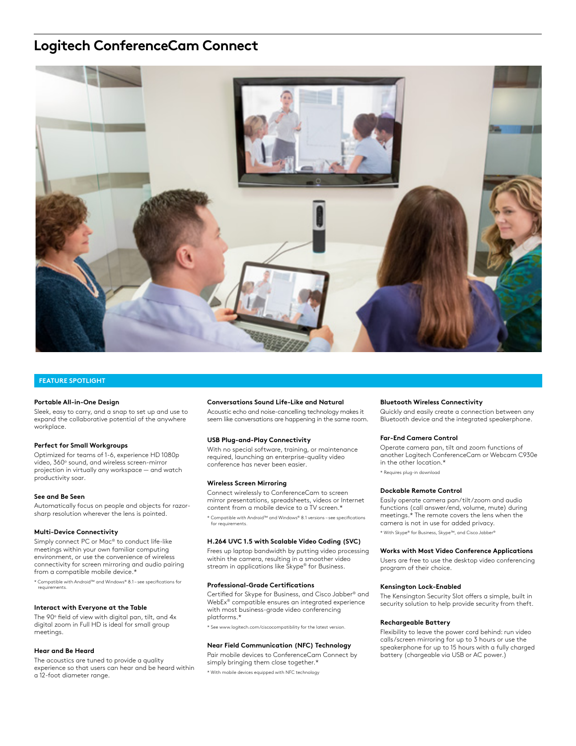# Logitech ConferenceCam Connect

## FEATURE SPOTLIGHT

### Portable All-in-One Design

Sleek, easy to carry, and a snap to set up and use to expand the collaborative potential of the anywhere workplace.

### Perfect for Small Workgroups

Optimized for teams of 1-6, experience HD 1080p video, 360° sound, and wireless screen-mirror projection in virtually any workspace — and watch productivity soar.

### See and Be Seen

Automatically focus on people and objects for razor-sharp resolution wherever the lens is pointed.

### Multi-Device Connectivity

Simply connect PC or Mac® to conduct life-like meetings within your own familiar computing environment, or use the convenience of wireless connectivity for screen mirroring and audio pairing from a compatible mobile device.*

* Compatible with Android™ and Windows® 8.1 - see specifications for requirements.

### Interact with Everyone at the Table

The 90° field of view with digital pan, tilt, and 4x digital zoom in Full HD is ideal for small group meetings.

### Hear and Be Heard

The acoustics are tuned to provide a quality experience so that users can hear and be heard within a 12-foot diameter range.

### Conversations Sound Life-Like and Natural

Acoustic echo and noise-cancelling technology makes it seem like conversations are happening in the same room.

### USB Plug-and-Play Connectivity

With no special software, training, or maintenance required, launching an enterprise-quality video conference has never been easier.

### Wireless Screen Mirroring

Connect wirelessly to ConferenceCam to screen mirror presentations, spreadsheets, videos or Internet content from a mobile device to a TV screen.*

* Compatible with Android™ and Windows® 8.1 versions - see specifications for requirements.

### H.264 UVC 1.5 with Scalable Video Coding (SVC)

Frees up laptop bandwidth by putting video processing within the camera, resulting in a smoother video stream in applications like Skype® for Business.

### Professional-Grade Certifications

Certified for Skype for Business, and Cisco Jabber® and WebEx® compatible ensures an integrated experience with most business-grade video conferencing platforms.*

* See www.logitech.com/ciscocompatibility for the latest version.

### Near Field Communication (NFC) Technology

Pair mobile devices to ConferenceCam Connect by simply bringing them close together.*

* With mobile devices equipped with NFC technology

### Bluetooth Wireless Connectivity

Quickly and easily create a connection between any Bluetooth device and the integrated speakerphone.

### Far-End Camera Control

Operate camera pan, tilt and zoom functions of another Logitech ConferenceCam or Webcam C930e in the other location.*

* Requires plug-in download

### Dockable Remote Control

Easily operate camera pan/tilt/zoom and audio functions (call answer/end, volume, mute) during meetings.* The remote covers the lens when the camera is not in use for added privacy.

* With Skype® for Business, Skype™, and Cisco Jabber®

### Works with Most Video Conference Applications

Users are free to use the desktop video conferencing program of their choice.

### Kensington Lock-Enabled

The Kensington Security Slot offers a simple, built in security solution to help provide security from theft.

### Rechargeable Battery

Flexibility to leave the power cord behind: run video calls/screen mirroring for up to 3 hours or use the speakerphone for up to 15 hours with a fully charged battery (chargeable via USB or AC power.)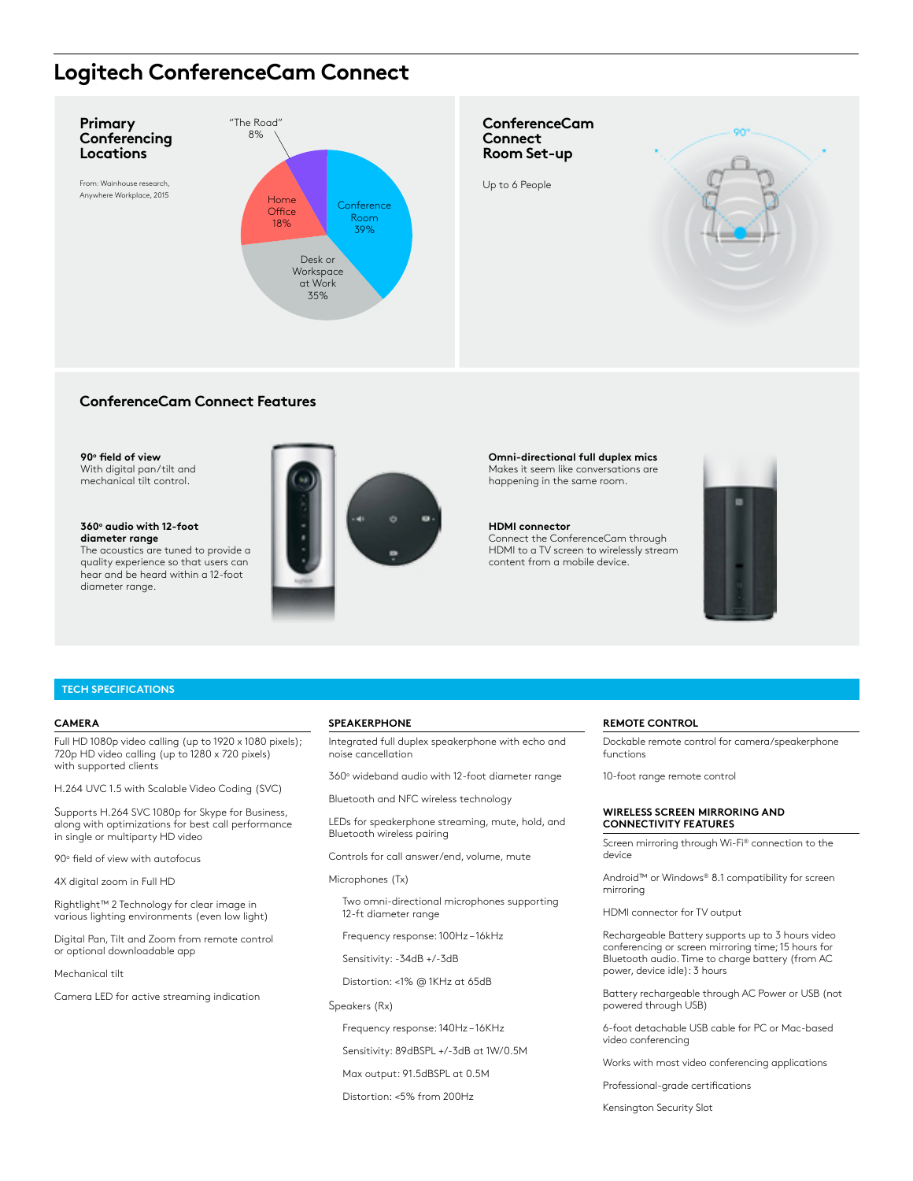# Logitech ConferenceCam Connect

## Primary Conferencing Locations

From: Wainhouse research, Anywhere Workplace, 2015

"The Road" 8%

Home Office 18%

Conference Room 39%

Desk or Workspace at Work 35%

## ConferenceCam Connect Room Set-up

Up to 6 People

90°

## ConferenceCam Connect Features

**90° field of view**
With digital pan/tilt and mechanical tilt control.

**360° audio with 12-foot diameter range**
The acoustics are tuned to provide a quality experience so that users can hear and be heard within a 12-foot diameter range.

**Omni-directional full duplex mics**
Makes it seem like conversations are happening in the same room.

**HDMI connector**
Connect the ConferenceCam through HDMI to a TV screen to wirelessly stream content from a mobile device.

## TECH SPECIFICATIONS

### CAMERA

Full HD 1080p video calling (up to 1920 x 1080 pixels); 720p HD video calling (up to 1280 x 720 pixels) with supported clients

H.264 UVC 1.5 with Scalable Video Coding (SVC)

Supports H.264 SVC 1080p for Skype for Business, along with optimizations for best call performance in single or multiparty HD video

90° field of view with autofocus

4X digital zoom in Full HD

Rightlight™ 2 Technology for clear image in various lighting environments (even low light)

Digital Pan, Tilt and Zoom from remote control or optional downloadable app

Mechanical tilt

Camera LED for active streaming indication

### SPEAKERPHONE

Integrated full duplex speakerphone with echo and noise cancellation

360° wideband audio with 12-foot diameter range

Bluetooth and NFC wireless technology

LEDs for speakerphone streaming, mute, hold, and Bluetooth wireless pairing

Controls for call answer/end, volume, mute

Microphones (Tx)

- Two omni-directional microphones supporting 12-ft diameter range
- Frequency response: 100Hz – 16kHz
- Sensitivity: -34dB +/-3dB
- Distortion: <1% @ 1KHz at 65dB

Speakers (Rx)

- Frequency response: 140Hz – 16KHz
- Sensitivity: 89dBSPL +/-3dB at 1W/0.5M
- Max output: 91.5dBSPL at 0.5M
- Distortion: <5% from 200Hz

### REMOTE CONTROL

Dockable remote control for camera/speakerphone functions

10-foot range remote control

### WIRELESS SCREEN MIRRORING AND CONNECTIVITY FEATURES

Screen mirroring through Wi-Fi® connection to the device

Android™ or Windows® 8.1 compatibility for screen mirroring

HDMI connector for TV output

Rechargeable Battery supports up to 3 hours video conferencing or screen mirroring time; 15 hours for Bluetooth audio. Time to charge battery (from AC power, device idle): 3 hours

Battery rechargeable through AC Power or USB (not powered through USB)

6-foot detachable USB cable for PC or Mac-based video conferencing

Works with most video conferencing applications

Professional-grade certifications

Kensington Security Slot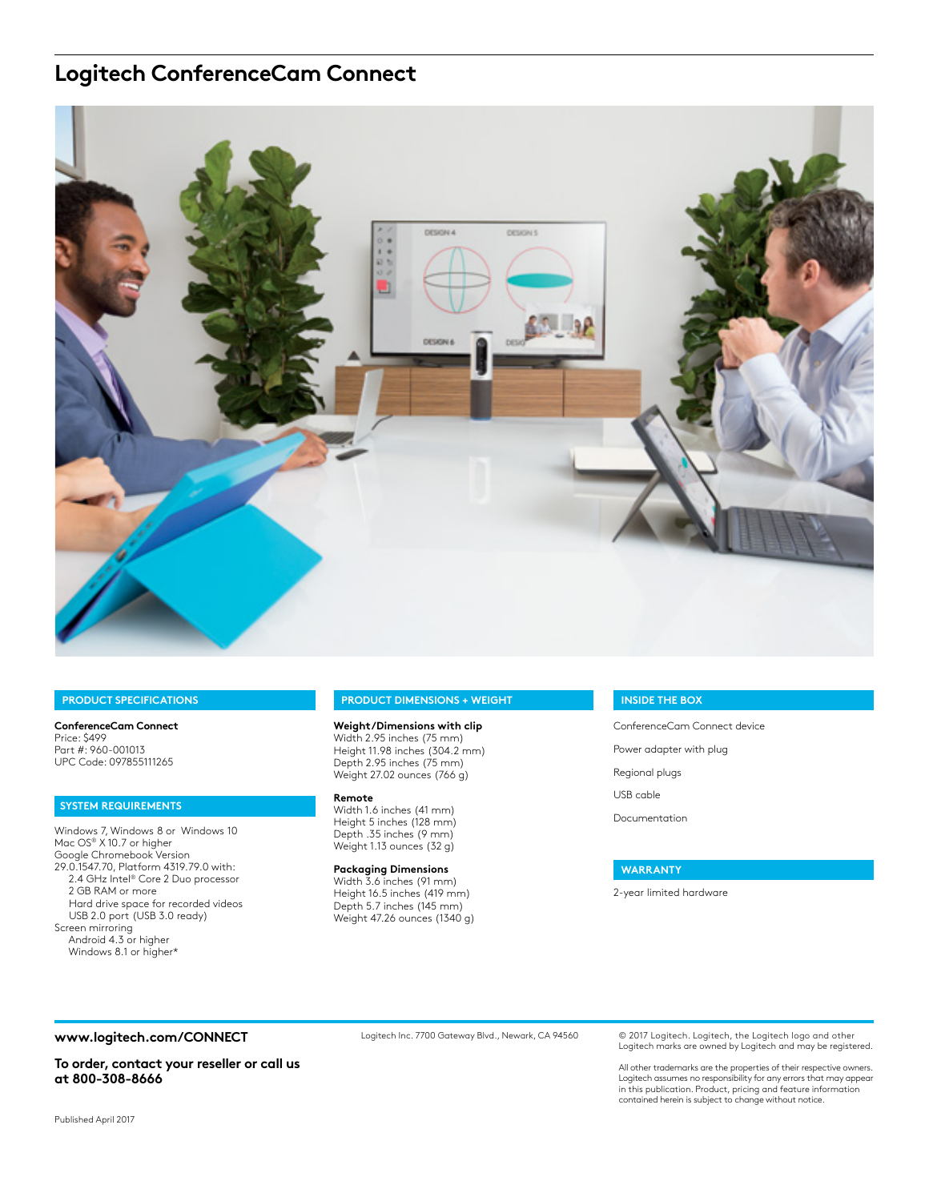# Logitech ConferenceCam Connect

## PRODUCT SPECIFICATIONS

**ConferenceCam Connect**
Price: $499
Part #: 960-001013
UPC Code: 097855111265

## SYSTEM REQUIREMENTS

Windows 7, Windows 8 or Windows 10
Mac OS® X 10.7 or higher
Google Chromebook Version 29.0.1547.70, Platform 4319.79.0 with:
- 2.4 GHz Intel® Core 2 Duo processor
- 2 GB RAM or more
- Hard drive space for recorded videos
- USB 2.0 port (USB 3.0 ready)

Screen mirroring
- Android 4.3 or higher
- Windows 8.1 or higher*

## PRODUCT DIMENSIONS + WEIGHT

**Weight/Dimensions with clip**
Width 2.95 inches (75 mm)
Height 11.98 inches (304.2 mm)
Depth 2.95 inches (75 mm)
Weight 27.02 ounces (766 g)

**Remote**
Width 1.6 inches (41 mm)
Height 5 inches (128 mm)
Depth .35 inches (9 mm)
Weight 1.13 ounces (32 g)

**Packaging Dimensions**
Width 3.6 inches (91 mm)
Height 16.5 inches (419 mm)
Depth 5.7 inches (145 mm)
Weight 47.26 ounces (1340 g)

## INSIDE THE BOX

ConferenceCam Connect device

Power adapter with plug

Regional plugs

USB cable

Documentation

## WARRANTY

2-year limited hardware

**www.logitech.com/CONNECT**

**To order, contact your reseller or call us at 800-308-8666**

Logitech Inc. 7700 Gateway Blvd., Newark, CA 94560

© 2017 Logitech. Logitech, the Logitech logo and other Logitech marks are owned by Logitech and may be registered.

All other trademarks are the properties of their respective owners. Logitech assumes no responsibility for any errors that may appear in this publication. Product, pricing and feature information contained herein is subject to change without notice.

Published April 2017